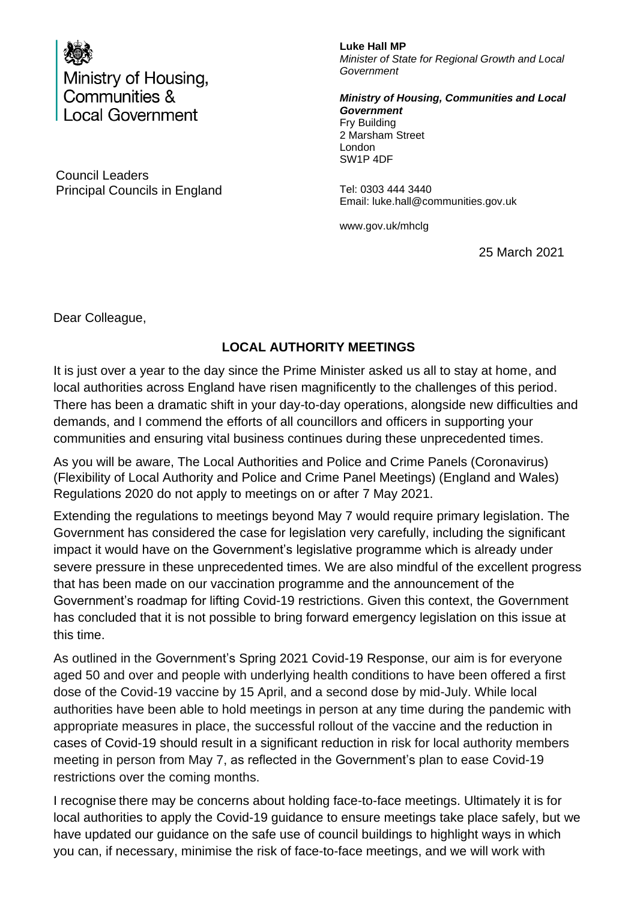Ministry of Housing, Communities & Local Government

**Luke Hall MP**
*Minister of State for Regional Growth and Local Government*

***Ministry of Housing, Communities and Local Government***
Fry Building
2 Marsham Street
London
SW1P 4DF

Tel: 0303 444 3440
Email: luke.hall@communities.gov.uk

www.gov.uk/mhclg

Council Leaders
Principal Councils in England

25 March 2021

Dear Colleague,

**LOCAL AUTHORITY MEETINGS**

It is just over a year to the day since the Prime Minister asked us all to stay at home, and local authorities across England have risen magnificently to the challenges of this period. There has been a dramatic shift in your day-to-day operations, alongside new difficulties and demands, and I commend the efforts of all councillors and officers in supporting your communities and ensuring vital business continues during these unprecedented times.

As you will be aware, The Local Authorities and Police and Crime Panels (Coronavirus) (Flexibility of Local Authority and Police and Crime Panel Meetings) (England and Wales) Regulations 2020 do not apply to meetings on or after 7 May 2021.

Extending the regulations to meetings beyond May 7 would require primary legislation. The Government has considered the case for legislation very carefully, including the significant impact it would have on the Government's legislative programme which is already under severe pressure in these unprecedented times. We are also mindful of the excellent progress that has been made on our vaccination programme and the announcement of the Government's roadmap for lifting Covid-19 restrictions. Given this context, the Government has concluded that it is not possible to bring forward emergency legislation on this issue at this time.

As outlined in the Government's Spring 2021 Covid-19 Response, our aim is for everyone aged 50 and over and people with underlying health conditions to have been offered a first dose of the Covid-19 vaccine by 15 April, and a second dose by mid-July. While local authorities have been able to hold meetings in person at any time during the pandemic with appropriate measures in place, the successful rollout of the vaccine and the reduction in cases of Covid-19 should result in a significant reduction in risk for local authority members meeting in person from May 7, as reflected in the Government's plan to ease Covid-19 restrictions over the coming months.

I recognise there may be concerns about holding face-to-face meetings. Ultimately it is for local authorities to apply the Covid-19 guidance to ensure meetings take place safely, but we have updated our guidance on the safe use of council buildings to highlight ways in which you can, if necessary, minimise the risk of face-to-face meetings, and we will work with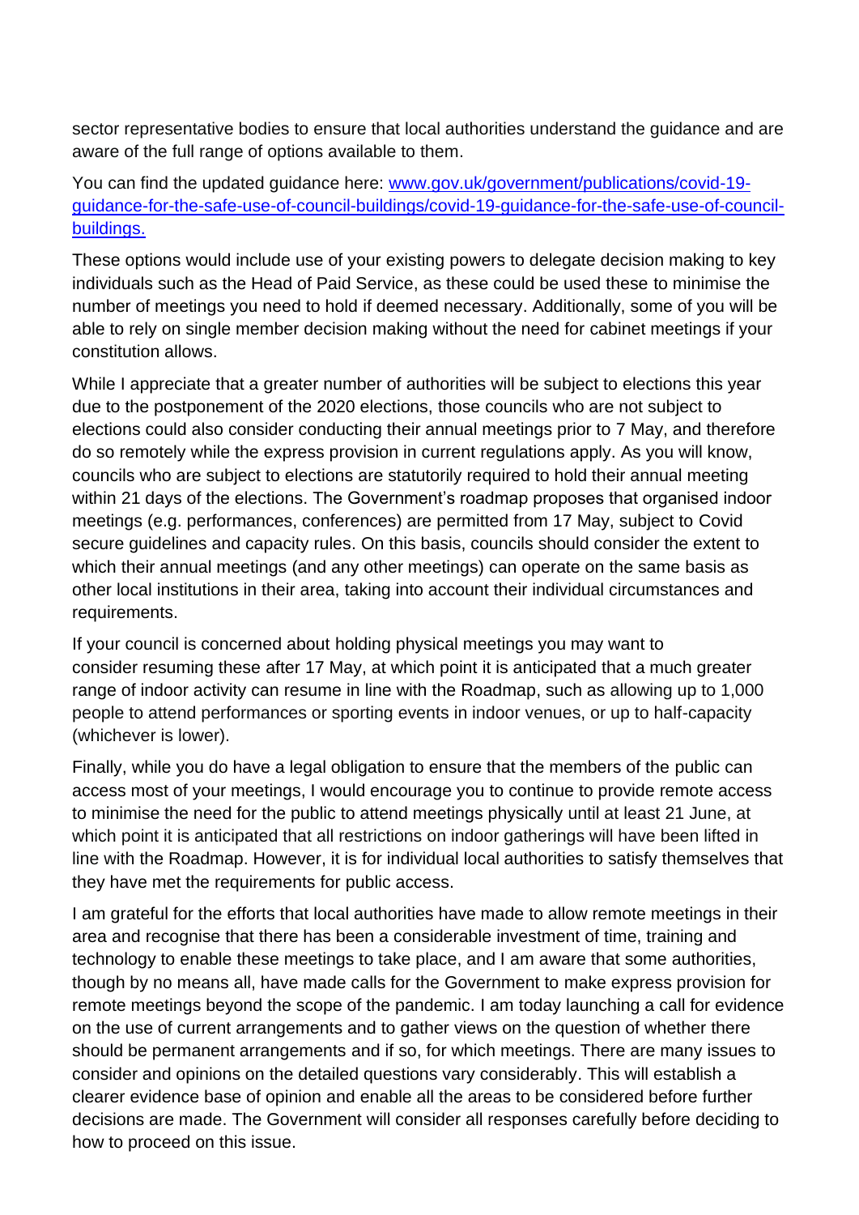sector representative bodies to ensure that local authorities understand the guidance and are aware of the full range of options available to them.

You can find the updated guidance here: [www.gov.uk/government/publications/covid-19-guidance-for-the-safe-use-of-council-buildings/covid-19-guidance-for-the-safe-use-of-council-buildings.](https://www.gov.uk/government/publications/covid-19-guidance-for-the-safe-use-of-council-buildings/covid-19-guidance-for-the-safe-use-of-council-buildings)

These options would include use of your existing powers to delegate decision making to key individuals such as the Head of Paid Service, as these could be used these to minimise the number of meetings you need to hold if deemed necessary. Additionally, some of you will be able to rely on single member decision making without the need for cabinet meetings if your constitution allows.

While I appreciate that a greater number of authorities will be subject to elections this year due to the postponement of the 2020 elections, those councils who are not subject to elections could also consider conducting their annual meetings prior to 7 May, and therefore do so remotely while the express provision in current regulations apply. As you will know, councils who are subject to elections are statutorily required to hold their annual meeting within 21 days of the elections. The Government's roadmap proposes that organised indoor meetings (e.g. performances, conferences) are permitted from 17 May, subject to Covid secure guidelines and capacity rules. On this basis, councils should consider the extent to which their annual meetings (and any other meetings) can operate on the same basis as other local institutions in their area, taking into account their individual circumstances and requirements.

If your council is concerned about holding physical meetings you may want to consider resuming these after 17 May, at which point it is anticipated that a much greater range of indoor activity can resume in line with the Roadmap, such as allowing up to 1,000 people to attend performances or sporting events in indoor venues, or up to half-capacity (whichever is lower).

Finally, while you do have a legal obligation to ensure that the members of the public can access most of your meetings, I would encourage you to continue to provide remote access to minimise the need for the public to attend meetings physically until at least 21 June, at which point it is anticipated that all restrictions on indoor gatherings will have been lifted in line with the Roadmap. However, it is for individual local authorities to satisfy themselves that they have met the requirements for public access.

I am grateful for the efforts that local authorities have made to allow remote meetings in their area and recognise that there has been a considerable investment of time, training and technology to enable these meetings to take place, and I am aware that some authorities, though by no means all, have made calls for the Government to make express provision for remote meetings beyond the scope of the pandemic. I am today launching a call for evidence on the use of current arrangements and to gather views on the question of whether there should be permanent arrangements and if so, for which meetings. There are many issues to consider and opinions on the detailed questions vary considerably. This will establish a clearer evidence base of opinion and enable all the areas to be considered before further decisions are made. The Government will consider all responses carefully before deciding to how to proceed on this issue.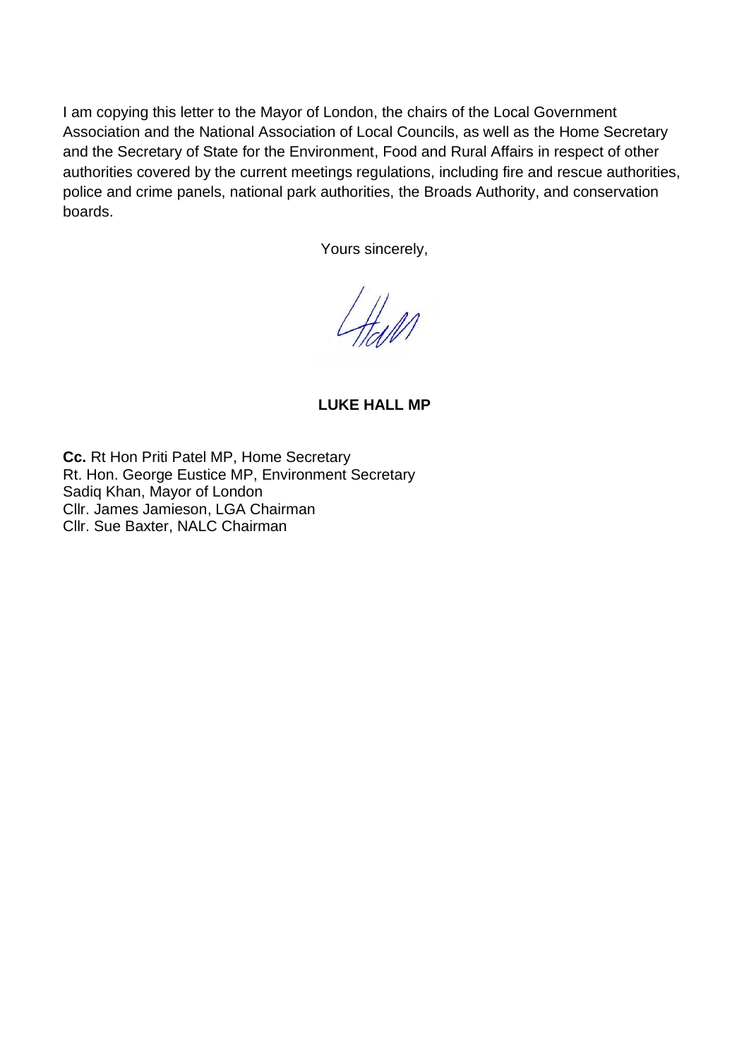I am copying this letter to the Mayor of London, the chairs of the Local Government Association and the National Association of Local Councils, as well as the Home Secretary and the Secretary of State for the Environment, Food and Rural Affairs in respect of other authorities covered by the current meetings regulations, including fire and rescue authorities, police and crime panels, national park authorities, the Broads Authority, and conservation boards.

Yours sincerely,

**LUKE HALL MP**

**Cc.** Rt Hon Priti Patel MP, Home Secretary
Rt. Hon. George Eustice MP, Environment Secretary
Sadiq Khan, Mayor of London
Cllr. James Jamieson, LGA Chairman
Cllr. Sue Baxter, NALC Chairman